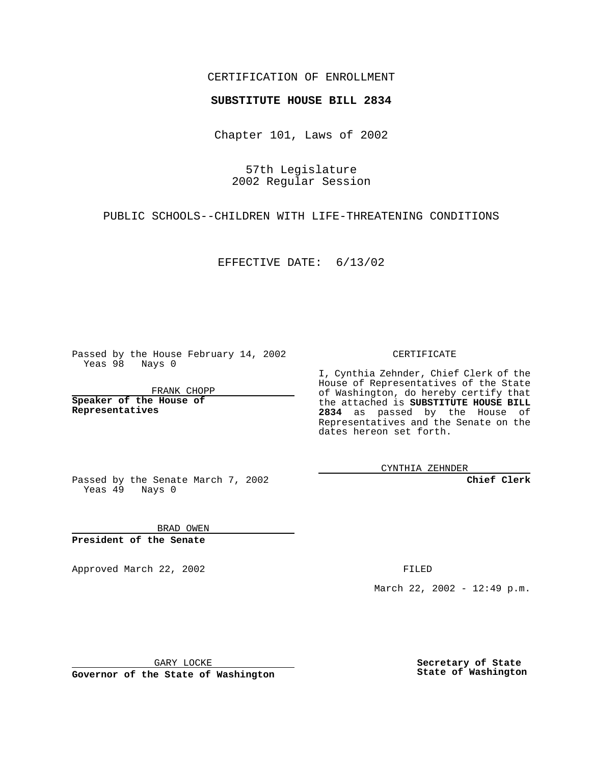CERTIFICATION OF ENROLLMENT

**SUBSTITUTE HOUSE BILL 2834**

Chapter 101, Laws of 2002

57th Legislature
2002 Regular Session

PUBLIC SCHOOLS--CHILDREN WITH LIFE-THREATENING CONDITIONS

EFFECTIVE DATE: 6/13/02

Passed by the House February 14, 2002
Yeas 98 Nays 0

FRANK CHOPP

**Speaker of the House of Representatives**

Passed by the Senate March 7, 2002
Yeas 49 Nays 0

BRAD OWEN

**President of the Senate**

Approved March 22, 2002

GARY LOCKE

**Governor of the State of Washington**

CERTIFICATE

I, Cynthia Zehnder, Chief Clerk of the House of Representatives of the State of Washington, do hereby certify that the attached is **SUBSTITUTE HOUSE BILL 2834** as passed by the House of Representatives and the Senate on the dates hereon set forth.

CYNTHIA ZEHNDER

**Chief Clerk**

FILED

March 22, 2002 - 12:49 p.m.

**Secretary of State**
**State of Washington**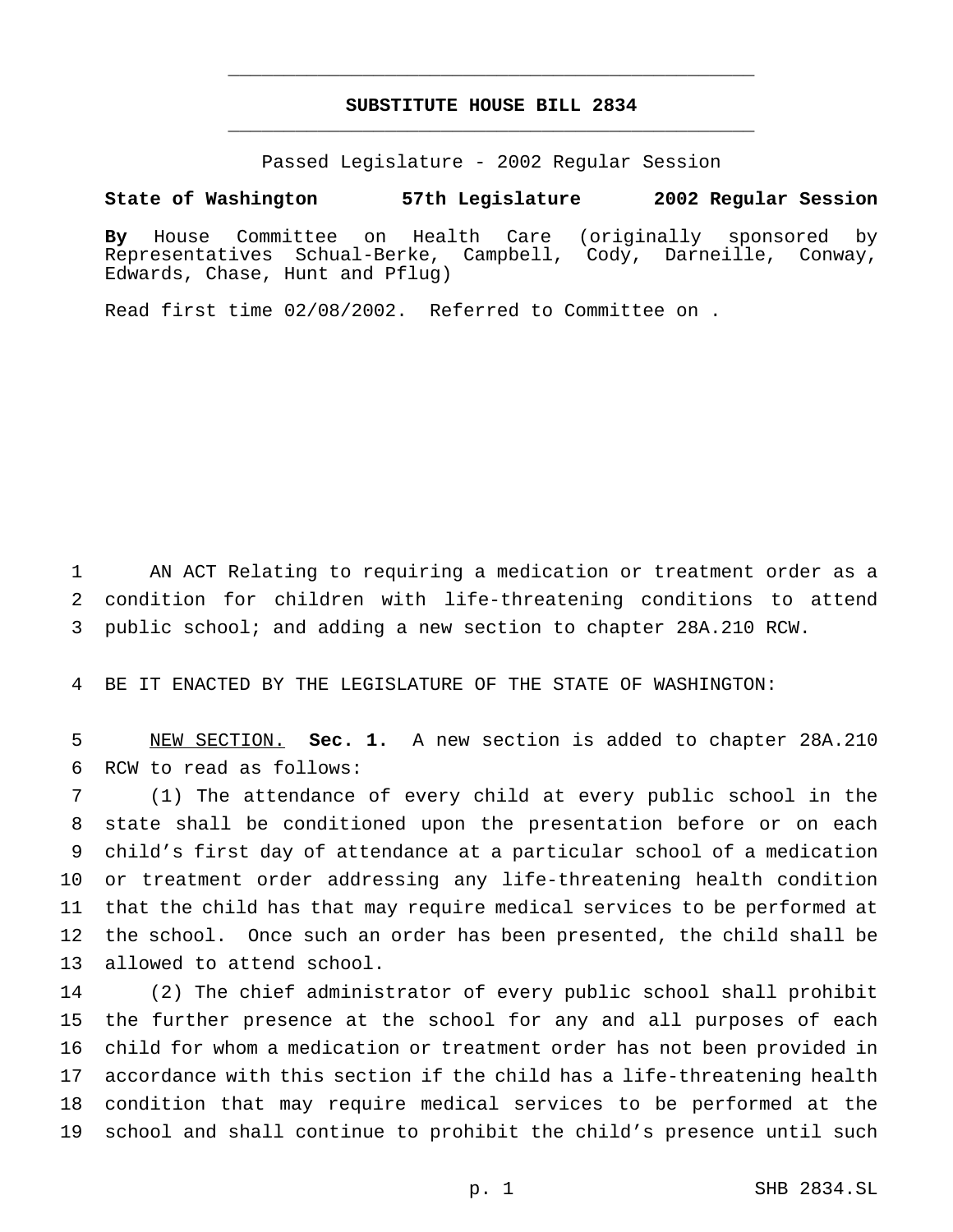# SUBSTITUTE HOUSE BILL 2834

Passed Legislature - 2002 Regular Session

**State of Washington 57th Legislature 2002 Regular Session**

**By** House Committee on Health Care (originally sponsored by Representatives Schual-Berke, Campbell, Cody, Darneille, Conway, Edwards, Chase, Hunt and Pflug)

Read first time 02/08/2002. Referred to Committee on .

AN ACT Relating to requiring a medication or treatment order as a condition for children with life-threatening conditions to attend public school; and adding a new section to chapter 28A.210 RCW.

BE IT ENACTED BY THE LEGISLATURE OF THE STATE OF WASHINGTON:

NEW SECTION. **Sec. 1.** A new section is added to chapter 28A.210 RCW to read as follows:

(1) The attendance of every child at every public school in the state shall be conditioned upon the presentation before or on each child's first day of attendance at a particular school of a medication or treatment order addressing any life-threatening health condition that the child has that may require medical services to be performed at the school. Once such an order has been presented, the child shall be allowed to attend school.

(2) The chief administrator of every public school shall prohibit the further presence at the school for any and all purposes of each child for whom a medication or treatment order has not been provided in accordance with this section if the child has a life-threatening health condition that may require medical services to be performed at the school and shall continue to prohibit the child's presence until such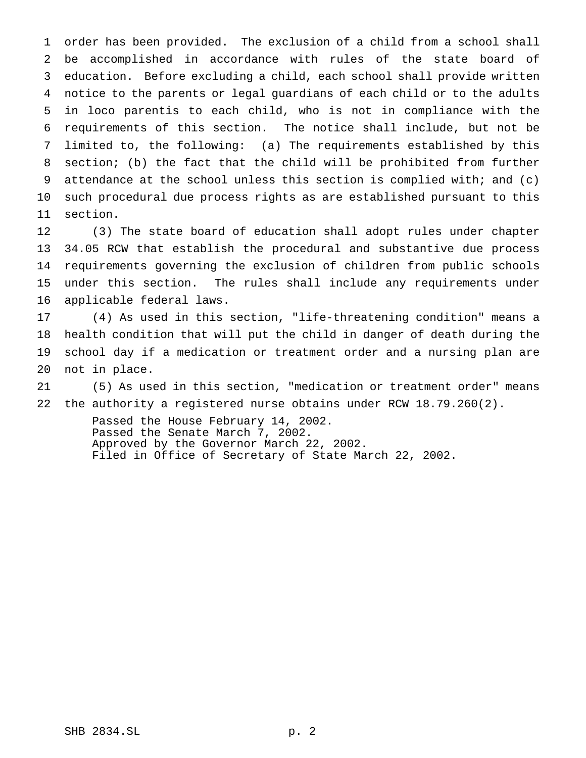order has been provided. The exclusion of a child from a school shall be accomplished in accordance with rules of the state board of education. Before excluding a child, each school shall provide written notice to the parents or legal guardians of each child or to the adults in loco parentis to each child, who is not in compliance with the requirements of this section. The notice shall include, but not be limited to, the following: (a) The requirements established by this section; (b) the fact that the child will be prohibited from further attendance at the school unless this section is complied with; and (c) such procedural due process rights as are established pursuant to this section.

(3) The state board of education shall adopt rules under chapter 34.05 RCW that establish the procedural and substantive due process requirements governing the exclusion of children from public schools under this section. The rules shall include any requirements under applicable federal laws.

(4) As used in this section, "life-threatening condition" means a health condition that will put the child in danger of death during the school day if a medication or treatment order and a nursing plan are not in place.

(5) As used in this section, "medication or treatment order" means the authority a registered nurse obtains under RCW 18.79.260(2).

Passed the House February 14, 2002.
Passed the Senate March 7, 2002.
Approved by the Governor March 22, 2002.
Filed in Office of Secretary of State March 22, 2002.